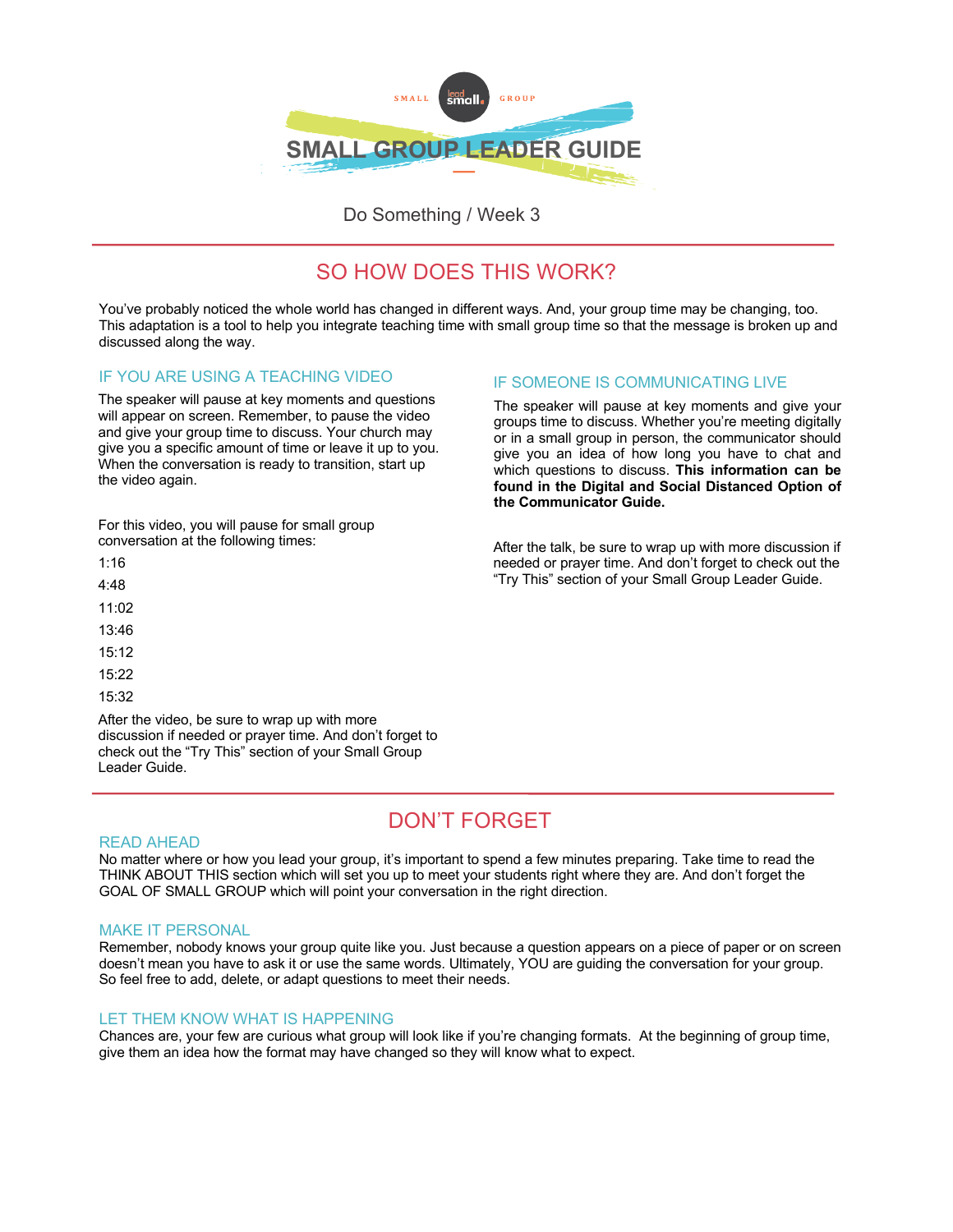SMALL lead small. GROUP

# SMALL GROUP LEADER GUIDE

Do Something / Week 3

## SO HOW DOES THIS WORK?

You've probably noticed the whole world has changed in different ways. And, your group time may be changing, too. This adaptation is a tool to help you integrate teaching time with small group time so that the message is broken up and discussed along the way.

### IF YOU ARE USING A TEACHING VIDEO

The speaker will pause at key moments and questions will appear on screen. Remember, to pause the video and give your group time to discuss. Your church may give you a specific amount of time or leave it up to you. When the conversation is ready to transition, start up the video again.

For this video, you will pause for small group conversation at the following times:

1:16

4:48

11:02

13:46

15:12

15:22

15:32

After the video, be sure to wrap up with more discussion if needed or prayer time. And don't forget to check out the "Try This" section of your Small Group Leader Guide.

### IF SOMEONE IS COMMUNICATING LIVE

The speaker will pause at key moments and give your groups time to discuss. Whether you're meeting digitally or in a small group in person, the communicator should give you an idea of how long you have to chat and which questions to discuss. **This information can be found in the Digital and Social Distanced Option of the Communicator Guide.**

After the talk, be sure to wrap up with more discussion if needed or prayer time. And don't forget to check out the "Try This" section of your Small Group Leader Guide.

## DON'T FORGET

### READ AHEAD

No matter where or how you lead your group, it's important to spend a few minutes preparing. Take time to read the THINK ABOUT THIS section which will set you up to meet your students right where they are. And don't forget the GOAL OF SMALL GROUP which will point your conversation in the right direction.

### MAKE IT PERSONAL

Remember, nobody knows your group quite like you. Just because a question appears on a piece of paper or on screen doesn't mean you have to ask it or use the same words. Ultimately, YOU are guiding the conversation for your group. So feel free to add, delete, or adapt questions to meet their needs.

### LET THEM KNOW WHAT IS HAPPENING

Chances are, your few are curious what group will look like if you're changing formats. At the beginning of group time, give them an idea how the format may have changed so they will know what to expect.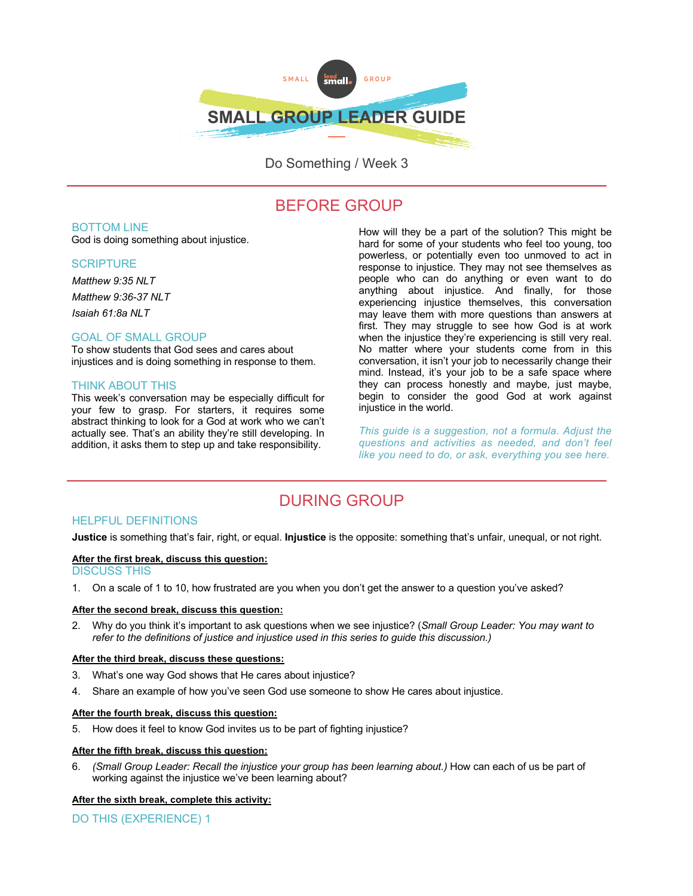# SMALL GROUP LEADER GUIDE

Do Something / Week 3

## BEFORE GROUP

### BOTTOM LINE

God is doing something about injustice.

### SCRIPTURE

*Matthew 9:35 NLT*

*Matthew 9:36-37 NLT*

*Isaiah 61:8a NLT*

### GOAL OF SMALL GROUP

To show students that God sees and cares about injustices and is doing something in response to them.

### THINK ABOUT THIS

This week's conversation may be especially difficult for your few to grasp. For starters, it requires some abstract thinking to look for a God at work who we can't actually see. That's an ability they're still developing. In addition, it asks them to step up and take responsibility. How will they be a part of the solution? This might be hard for some of your students who feel too young, too powerless, or potentially even too unmoved to act in response to injustice. They may not see themselves as people who can do anything or even want to do anything about injustice. And finally, for those experiencing injustice themselves, this conversation may leave them with more questions than answers at first. They may struggle to see how God is at work when the injustice they're experiencing is still very real. No matter where your students come from in this conversation, it isn't your job to necessarily change their mind. Instead, it's your job to be a safe space where they can process honestly and maybe, just maybe, begin to consider the good God at work against injustice in the world.

*This guide is a suggestion, not a formula. Adjust the questions and activities as needed, and don't feel like you need to do, or ask, everything you see here.*

## DURING GROUP

### HELPFUL DEFINITIONS

**Justice** is something that's fair, right, or equal. **Injustice** is the opposite: something that's unfair, unequal, or not right.

**After the first break, discuss this question:**

### DISCUSS THIS

1. On a scale of 1 to 10, how frustrated are you when you don't get the answer to a question you've asked?

**After the second break, discuss this question:**

2. Why do you think it's important to ask questions when we see injustice? (*Small Group Leader: You may want to refer to the definitions of justice and injustice used in this series to guide this discussion.)*

**After the third break, discuss these questions:**

3. What's one way God shows that He cares about injustice?
4. Share an example of how you've seen God use someone to show He cares about injustice.

**After the fourth break, discuss this question:**

5. How does it feel to know God invites us to be part of fighting injustice?

**After the fifth break, discuss this question:**

6. *(Small Group Leader: Recall the injustice your group has been learning about.)* How can each of us be part of working against the injustice we've been learning about?

**After the sixth break, complete this activity:**

### DO THIS (EXPERIENCE) 1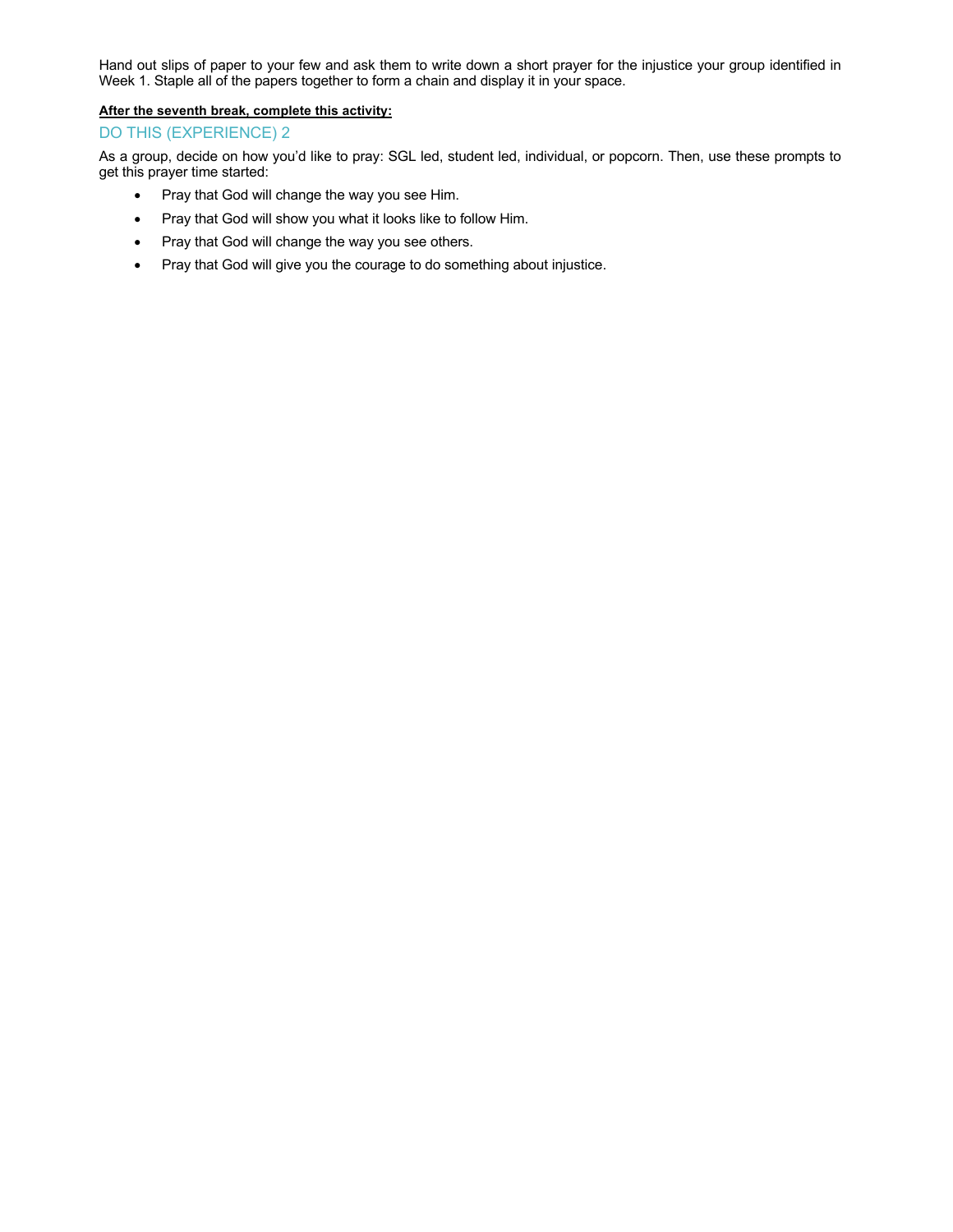Hand out slips of paper to your few and ask them to write down a short prayer for the injustice your group identified in Week 1. Staple all of the papers together to form a chain and display it in your space.

**After the seventh break, complete this activity:**

## DO THIS (EXPERIENCE) 2

As a group, decide on how you'd like to pray: SGL led, student led, individual, or popcorn. Then, use these prompts to get this prayer time started:

- Pray that God will change the way you see Him.
- Pray that God will show you what it looks like to follow Him.
- Pray that God will change the way you see others.
- Pray that God will give you the courage to do something about injustice.